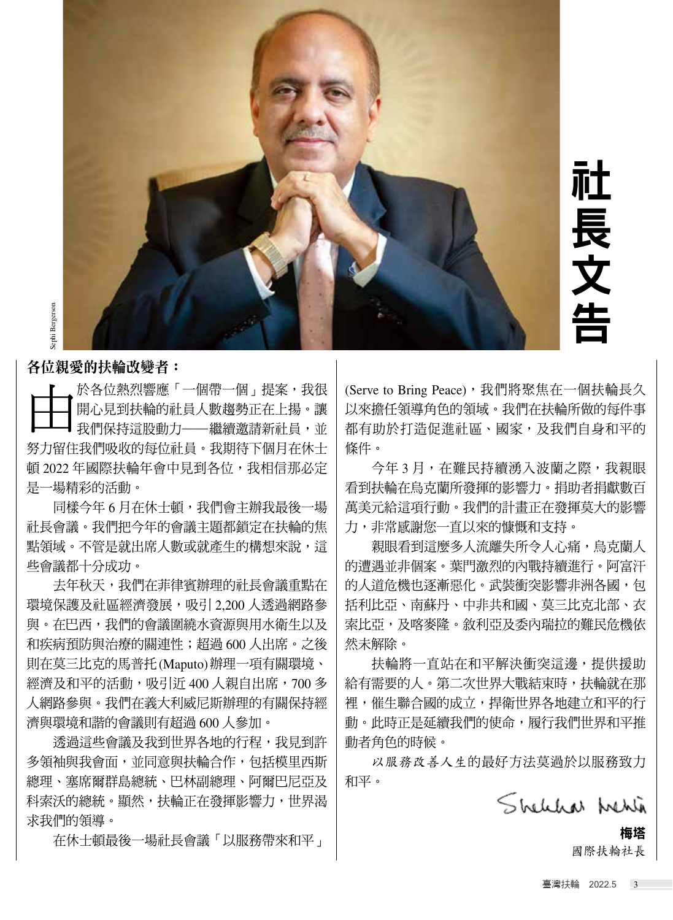# 社長文告

Sephi Bergerson

**各位親愛的扶輪改變者：**

由於各位熱烈響應「一個帶一個」提案，我很開心見到扶輪的社員人數趨勢正在上揚。讓我們保持這股動力——繼續邀請新社員，並努力留住我們吸收的每位社員。我期待下個月在休士頓 2022 年國際扶輪年會中見到各位，我相信那必定是一場精彩的活動。

同樣今年 6 月在休士頓，我們會主辦我最後一場社長會議。我們把今年的會議主題都鎖定在扶輪的焦點領域。不管是就出席人數或就產生的構想來說，這些會議都十分成功。

去年秋天，我們在菲律賓辦理的社長會議重點在環境保護及社區經濟發展，吸引 2,200 人透過網路參與。在巴西，我們的會議圍繞水資源與用水衛生以及和疾病預防與治療的關連性；超過 600 人出席。之後則在莫三比克的馬普托(Maputo)辦理一項有關環境、經濟及和平的活動，吸引近 400 人親自出席，700 多人網路參與。我們在義大利威尼斯辦理的有關保持經濟與環境和諧的會議則有超過 600 人參加。

透過這些會議及我到世界各地的行程，我見到許多領袖與我會面，並同意與扶輪合作，包括模里西斯總理、塞席爾群島總統、巴林副總理、阿爾巴尼亞及科索沃的總統。顯然，扶輪正在發揮影響力，世界渴求我們的領導。

在休士頓最後一場社長會議「以服務帶來和平」(Serve to Bring Peace)，我們將聚焦在一個扶輪長久以來擔任領導角色的領域。我們在扶輪所做的每件事都有助於打造促進社區、國家，及我們自身和平的條件。

今年 3 月，在難民持續湧入波蘭之際，我親眼看到扶輪在烏克蘭所發揮的影響力。捐助者捐獻數百萬美元給這項行動。我們的計畫正在發揮莫大的影響力，非常感謝您一直以來的慷慨和支持。

親眼看到這麼多人流離失所令人心痛，烏克蘭人的遭遇並非個案。葉門激烈的內戰持續進行。阿富汗的人道危機也逐漸惡化。武裝衝突影響非洲各國，包括利比亞、南蘇丹、中非共和國、莫三比克北部、衣索比亞，及喀麥隆。敘利亞及委內瑞拉的難民危機依然未解除。

扶輪將一直站在和平解決衝突這邊，提供援助給有需要的人。第二次世界大戰結束時，扶輪就在那裡，催生聯合國的成立，捍衛世界各地建立和平的行動。此時正是延續我們的使命，履行我們世界和平推動者角色的時候。

*以服務改善人生*的最好方法莫過於以服務致力和平。

Shekhar Mehta

**梅塔**

國際扶輪社長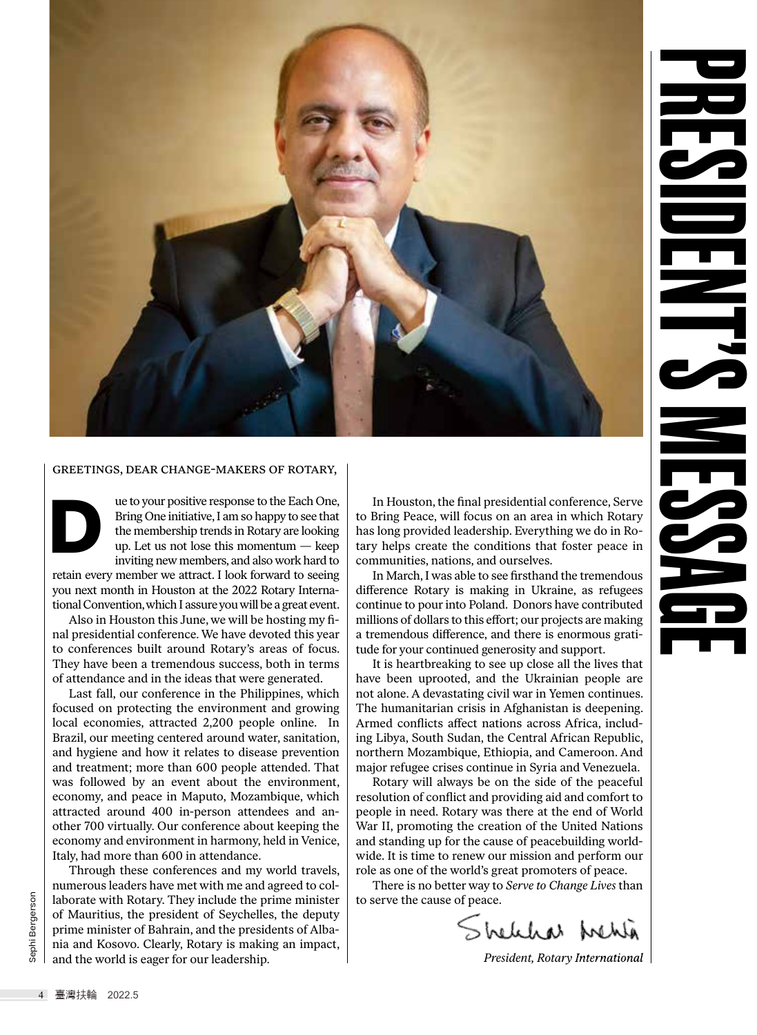# PRESIDENT'S MESSAGE

GREETINGS, DEAR CHANGE-MAKERS OF ROTARY,

Due to your positive response to the Each One, Bring One initiative, I am so happy to see that the membership trends in Rotary are looking up. Let us not lose this momentum — keep inviting new members, and also work hard to retain every member we attract. I look forward to seeing you next month in Houston at the 2022 Rotary International Convention, which I assure you will be a great event.

Also in Houston this June, we will be hosting my final presidential conference. We have devoted this year to conferences built around Rotary's areas of focus. They have been a tremendous success, both in terms of attendance and in the ideas that were generated.

Last fall, our conference in the Philippines, which focused on protecting the environment and growing local economies, attracted 2,200 people online. In Brazil, our meeting centered around water, sanitation, and hygiene and how it relates to disease prevention and treatment; more than 600 people attended. That was followed by an event about the environment, economy, and peace in Maputo, Mozambique, which attracted around 400 in-person attendees and another 700 virtually. Our conference about keeping the economy and environment in harmony, held in Venice, Italy, had more than 600 in attendance.

Through these conferences and my world travels, numerous leaders have met with me and agreed to collaborate with Rotary. They include the prime minister of Mauritius, the president of Seychelles, the deputy prime minister of Bahrain, and the presidents of Albania and Kosovo. Clearly, Rotary is making an impact, and the world is eager for our leadership.

In Houston, the final presidential conference, Serve to Bring Peace, will focus on an area in which Rotary has long provided leadership. Everything we do in Rotary helps create the conditions that foster peace in communities, nations, and ourselves.

In March, I was able to see firsthand the tremendous difference Rotary is making in Ukraine, as refugees continue to pour into Poland. Donors have contributed millions of dollars to this effort; our projects are making a tremendous difference, and there is enormous gratitude for your continued generosity and support.

It is heartbreaking to see up close all the lives that have been uprooted, and the Ukrainian people are not alone. A devastating civil war in Yemen continues. The humanitarian crisis in Afghanistan is deepening. Armed conflicts affect nations across Africa, including Libya, South Sudan, the Central African Republic, northern Mozambique, Ethiopia, and Cameroon. And major refugee crises continue in Syria and Venezuela.

Rotary will always be on the side of the peaceful resolution of conflict and providing aid and comfort to people in need. Rotary was there at the end of World War II, promoting the creation of the United Nations and standing up for the cause of peacebuilding worldwide. It is time to renew our mission and perform our role as one of the world's great promoters of peace.

There is no better way to *Serve to Change Lives* than to serve the cause of peace.

Shekhar Mehta

*President, Rotary International*

Sephi Bergerson